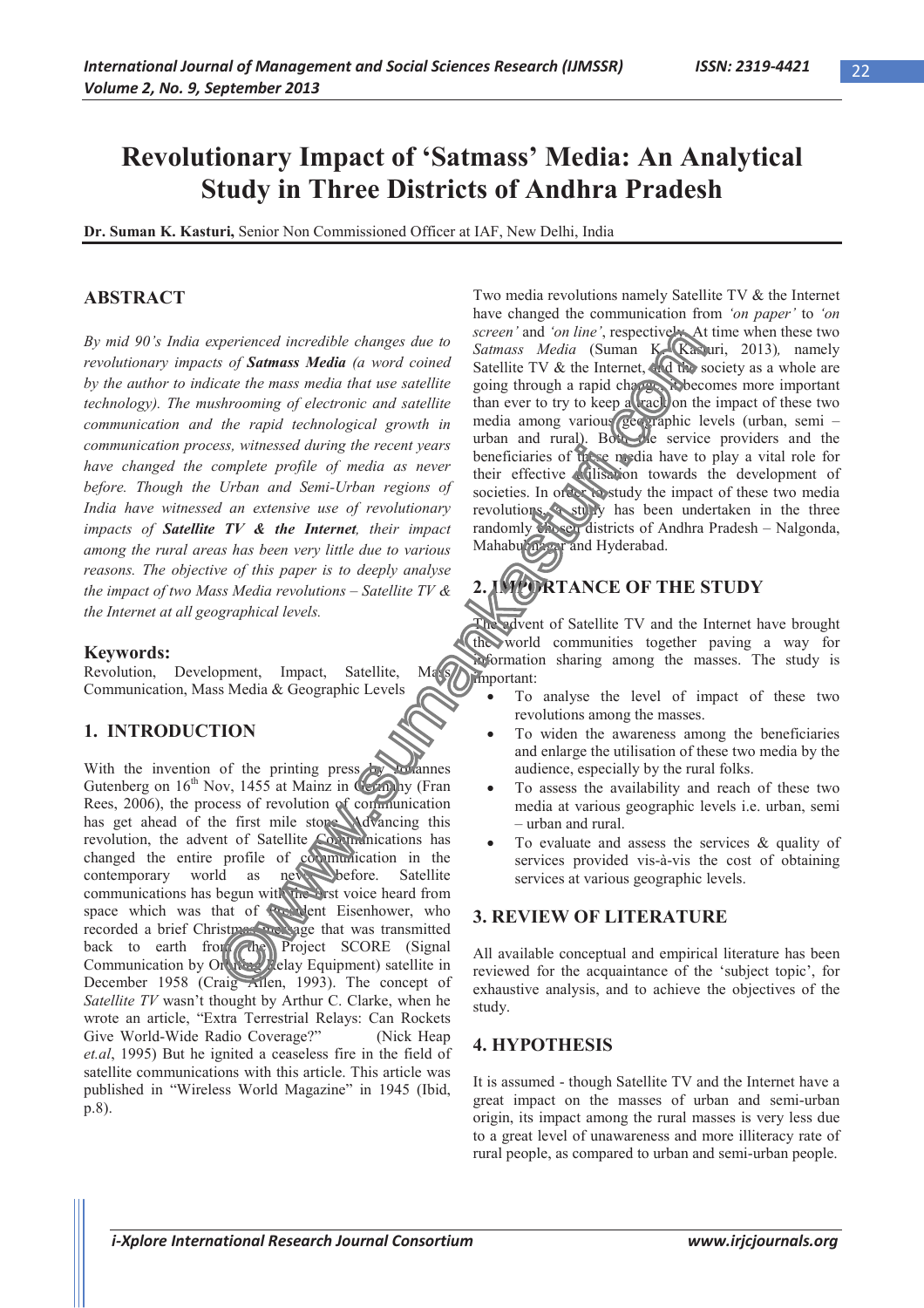# Revolutionary Impact of 'Satmass' Media: An Analytical Study in Three Districts of Andhra Pradesh

**Dr. Suman K. Kasturi,** Senior Non Commissioned Officer at IAF, New Delhi, India

## ABSTRACT

*By mid 90's India experienced incredible changes due to revolutionary impacts of **Satmass Media** (a word coined by the author to indicate the mass media that use satellite technology). The mushrooming of electronic and satellite communication and the rapid technological growth in communication process, witnessed during the recent years have changed the complete profile of media as never before. Though the Urban and Semi-Urban regions of India have witnessed an extensive use of revolutionary impacts of **Satellite TV & the Internet**, their impact among the rural areas has been very little due to various reasons. The objective of this paper is to deeply analyse the impact of two Mass Media revolutions – Satellite TV & the Internet at all geographical levels.*

### Keywords:

Revolution, Development, Impact, Satellite, Mass Communication, Mass Media & Geographic Levels

## 1. INTRODUCTION

With the invention of the printing press by Johannes Gutenberg on 16th Nov, 1455 at Mainz in Germany (Fran Rees, 2006), the process of revolution of communication has get ahead of the first mile stone. Advancing this revolution, the advent of Satellite Communications has changed the entire profile of communication in the contemporary world as never before. Satellite communications has begun with the first voice heard from space which was that of President Eisenhower, who recorded a brief Christmas message that was transmitted back to earth from the Project SCORE (Signal Communication by Orbiting Relay Equipment) satellite in December 1958 (Craig Allen, 1993). The concept of *Satellite TV* wasn't thought by Arthur C. Clarke, when he wrote an article, "Extra Terrestrial Relays: Can Rockets Give World-Wide Radio Coverage?" (Nick Heap *et.al*, 1995) But he ignited a ceaseless fire in the field of satellite communications with this article. This article was published in "Wireless World Magazine" in 1945 (Ibid, p.8).

Two media revolutions namely Satellite TV & the Internet have changed the communication from *'on paper'* to *'on screen'* and *'on line'*, respectively. At time when these two *Satmass Media* (Suman K. Kasturi, 2013), namely Satellite TV & the Internet, and the society as a whole are going through a rapid change, it becomes more important than ever to try to keep a track on the impact of these two media among various geographic levels (urban, semi – urban and rural). Both the service providers and the beneficiaries of these media have to play a vital role for their effective utilisation towards the development of societies. In order to study the impact of these two media revolutions, a study has been undertaken in the three randomly chosen districts of Andhra Pradesh – Nalgonda, Mahabubnagar and Hyderabad.

## 2. IMPORTANCE OF THE STUDY

The advent of Satellite TV and the Internet have brought the world communities together paving a way for information sharing among the masses. The study is important:

- To analyse the level of impact of these two revolutions among the masses.
- To widen the awareness among the beneficiaries and enlarge the utilisation of these two media by the audience, especially by the rural folks.
- To assess the availability and reach of these two media at various geographic levels i.e. urban, semi – urban and rural.
- To evaluate and assess the services & quality of services provided vis-à-vis the cost of obtaining services at various geographic levels.

## 3. REVIEW OF LITERATURE

All available conceptual and empirical literature has been reviewed for the acquaintance of the 'subject topic', for exhaustive analysis, and to achieve the objectives of the study.

## 4. HYPOTHESIS

It is assumed - though Satellite TV and the Internet have a great impact on the masses of urban and semi-urban origin, its impact among the rural masses is very less due to a great level of unawareness and more illiteracy rate of rural people, as compared to urban and semi-urban people.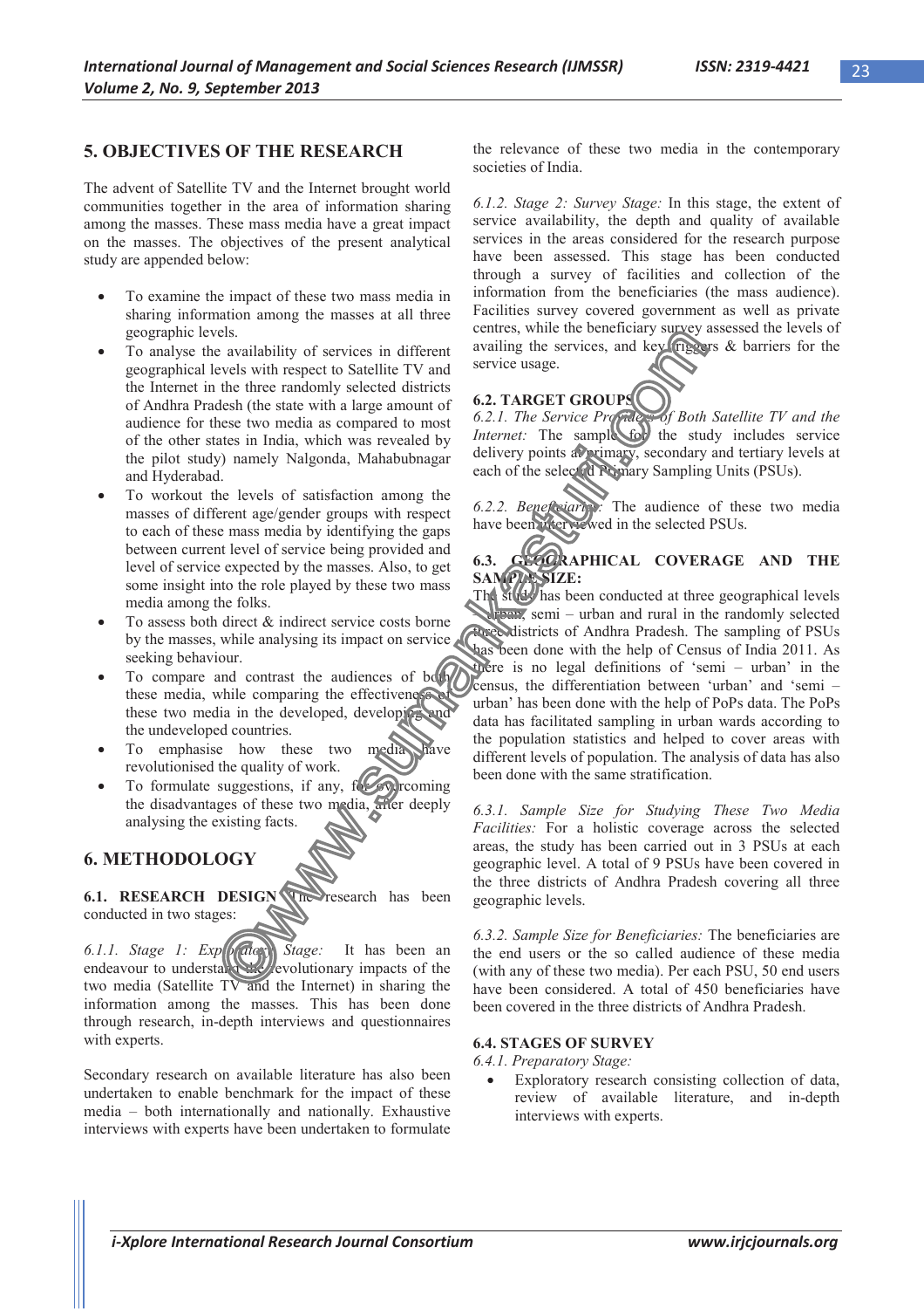## 5. OBJECTIVES OF THE RESEARCH

The advent of Satellite TV and the Internet brought world communities together in the area of information sharing among the masses. These mass media have a great impact on the masses. The objectives of the present analytical study are appended below:

- To examine the impact of these two mass media in sharing information among the masses at all three geographic levels.
- To analyse the availability of services in different geographical levels with respect to Satellite TV and the Internet in the three randomly selected districts of Andhra Pradesh (the state with a large amount of audience for these two media as compared to most of the other states in India, which was revealed by the pilot study) namely Nalgonda, Mahabubnagar and Hyderabad.
- To workout the levels of satisfaction among the masses of different age/gender groups with respect to each of these mass media by identifying the gaps between current level of service being provided and level of service expected by the masses. Also, to get some insight into the role played by these two mass media among the folks.
- To assess both direct & indirect service costs borne by the masses, while analysing its impact on service seeking behaviour.
- To compare and contrast the audiences of both these media, while comparing the effectiveness of these two media in the developed, developing and the undeveloped countries.
- To emphasise how these two media have revolutionised the quality of work.
- To formulate suggestions, if any, for overcoming the disadvantages of these two media, after deeply analysing the existing facts.

## 6. METHODOLOGY

**6.1. RESEARCH DESIGN:** The research has been conducted in two stages:

*6.1.1. Stage 1: Exploratory Stage:* It has been an endeavour to understand the revolutionary impacts of the two media (Satellite TV and the Internet) in sharing the information among the masses. This has been done through research, in-depth interviews and questionnaires with experts.

Secondary research on available literature has also been undertaken to enable benchmark for the impact of these media – both internationally and nationally. Exhaustive interviews with experts have been undertaken to formulate the relevance of these two media in the contemporary societies of India.

*6.1.2. Stage 2: Survey Stage:* In this stage, the extent of service availability, the depth and quality of available services in the areas considered for the research purpose have been assessed. This stage has been conducted through a survey of facilities and collection of the information from the beneficiaries (the mass audience). Facilities survey covered government as well as private centres, while the beneficiary survey assessed the levels of availing the services, and key triggers & barriers for the service usage.

### 6.2. TARGET GROUPS

*6.2.1. The Service Providers of Both Satellite TV and the Internet:* The sample for the study includes service delivery points at primary, secondary and tertiary levels at each of the selected Primary Sampling Units (PSUs).

*6.2.2. Beneficiaries:* The audience of these two media have been interviewed in the selected PSUs.

### 6.3. GEOGRAPHICAL COVERAGE AND THE SAMPLE SIZE:

The study has been conducted at three geographical levels – urban, semi – urban and rural in the randomly selected three districts of Andhra Pradesh. The sampling of PSUs has been done with the help of Census of India 2011. As there is no legal definitions of 'semi – urban' in the census, the differentiation between 'urban' and 'semi – urban' has been done with the help of PoPs data. The PoPs data has facilitated sampling in urban wards according to the population statistics and helped to cover areas with different levels of population. The analysis of data has also been done with the same stratification.

*6.3.1. Sample Size for Studying These Two Media Facilities:* For a holistic coverage across the selected areas, the study has been carried out in 3 PSUs at each geographic level. A total of 9 PSUs have been covered in the three districts of Andhra Pradesh covering all three geographic levels.

*6.3.2. Sample Size for Beneficiaries:* The beneficiaries are the end users or the so called audience of these media (with any of these two media). Per each PSU, 50 end users have been considered. A total of 450 beneficiaries have been covered in the three districts of Andhra Pradesh.

### 6.4. STAGES OF SURVEY

*6.4.1. Preparatory Stage:*

- Exploratory research consisting collection of data, review of available literature, and in-depth interviews with experts.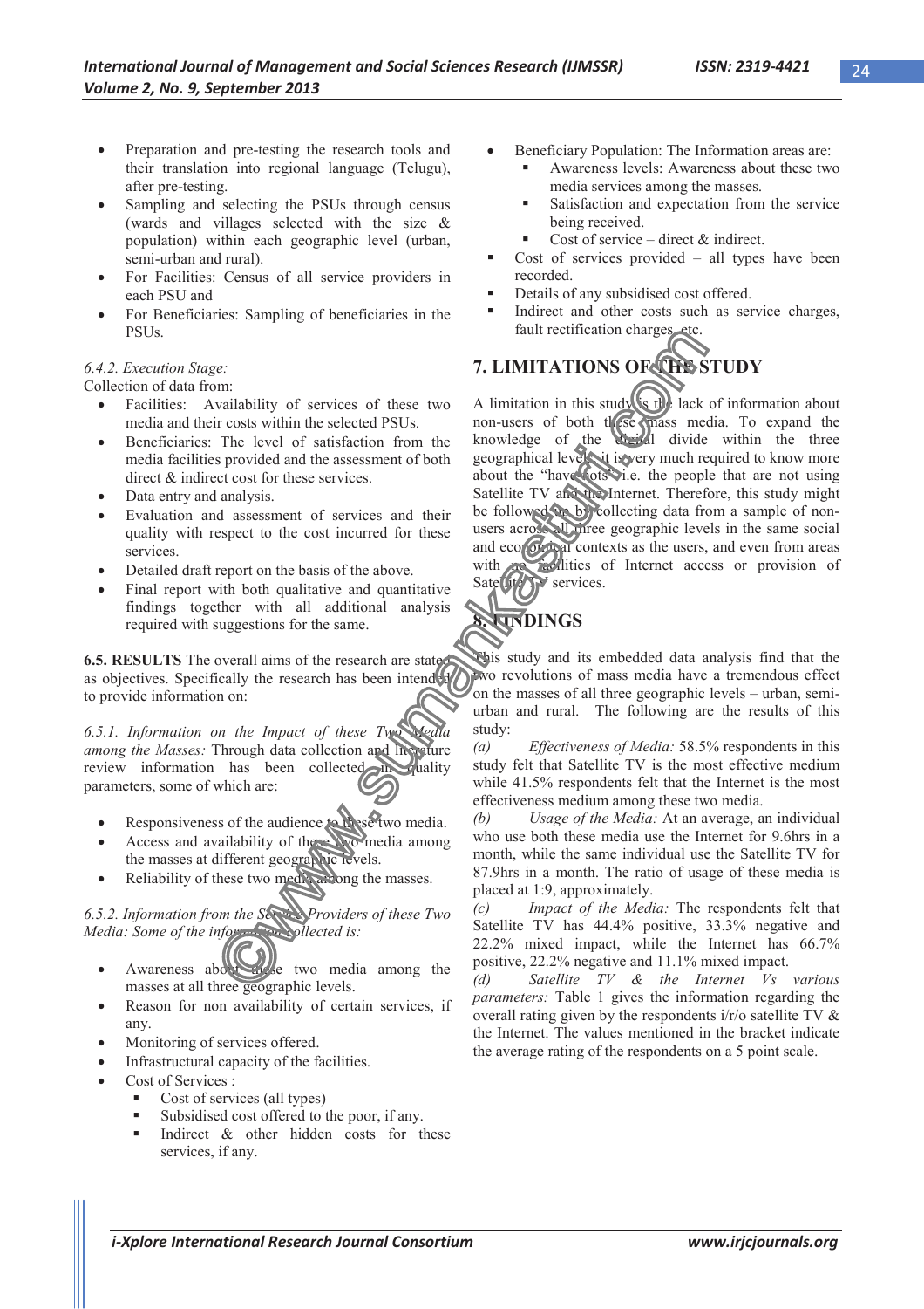- Preparation and pre-testing the research tools and their translation into regional language (Telugu), after pre-testing.
- Sampling and selecting the PSUs through census (wards and villages selected with the size & population) within each geographic level (urban, semi-urban and rural).
- For Facilities: Census of all service providers in each PSU and
- For Beneficiaries: Sampling of beneficiaries in the PSUs.

*6.4.2. Execution Stage:*

Collection of data from:

- Facilities: Availability of services of these two media and their costs within the selected PSUs.
- Beneficiaries: The level of satisfaction from the media facilities provided and the assessment of both direct & indirect cost for these services.
- Data entry and analysis.
- Evaluation and assessment of services and their quality with respect to the cost incurred for these services.
- Detailed draft report on the basis of the above.
- Final report with both qualitative and quantitative findings together with all additional analysis required with suggestions for the same.

**6.5. RESULTS** The overall aims of the research are stated as objectives. Specifically the research has been intended to provide information on:

*6.5.1. Information on the Impact of these Two Media among the Masses:* Through data collection and literature review information has been collected on quality parameters, some of which are:

- Responsiveness of the audience to these two media.
- Access and availability of these two media among the masses at different geographic levels.
- Reliability of these two media among the masses.

*6.5.2. Information from the Service Providers of these Two Media: Some of the information collected is:*

- Awareness about these two media among the masses at all three geographic levels.
- Reason for non availability of certain services, if any.
- Monitoring of services offered.
- Infrastructural capacity of the facilities.
- Cost of Services :
  - Cost of services (all types)
  - Subsidised cost offered to the poor, if any.
  - Indirect & other hidden costs for these services, if any.
- Beneficiary Population: The Information areas are:
  - Awareness levels: Awareness about these two media services among the masses.
  - Satisfaction and expectation from the service being received.
  - Cost of service – direct & indirect.
- Cost of services provided – all types have been recorded.
- Details of any subsidised cost offered.
- Indirect and other costs such as service charges, fault rectification charges, etc.

## 7. LIMITATIONS OF THE STUDY

A limitation in this study is the lack of information about non-users of both these mass media. To expand the knowledge of the digital divide within the three geographical levels it is very much required to know more about the "have nots" i.e. the people that are not using Satellite TV and the Internet. Therefore, this study might be followed up by collecting data from a sample of non-users across all three geographic levels in the same social and economical contexts as the users, and even from areas with no facilities of Internet access or provision of Satellite TV services.

## 8. FINDINGS

This study and its embedded data analysis find that the two revolutions of mass media have a tremendous effect on the masses of all three geographic levels – urban, semi-urban and rural. The following are the results of this study:

*(a) Effectiveness of Media:* 58.5% respondents in this study felt that Satellite TV is the most effective medium while 41.5% respondents felt that the Internet is the most effectiveness medium among these two media.

*(b) Usage of the Media:* At an average, an individual who use both these media use the Internet for 9.6hrs in a month, while the same individual use the Satellite TV for 87.9hrs in a month. The ratio of usage of these media is placed at 1:9, approximately.

*(c) Impact of the Media:* The respondents felt that Satellite TV has 44.4% positive, 33.3% negative and 22.2% mixed impact, while the Internet has 66.7% positive, 22.2% negative and 11.1% mixed impact.

*(d) Satellite TV & the Internet Vs various parameters:* Table 1 gives the information regarding the overall rating given by the respondents i/r/o satellite TV & the Internet. The values mentioned in the bracket indicate the average rating of the respondents on a 5 point scale.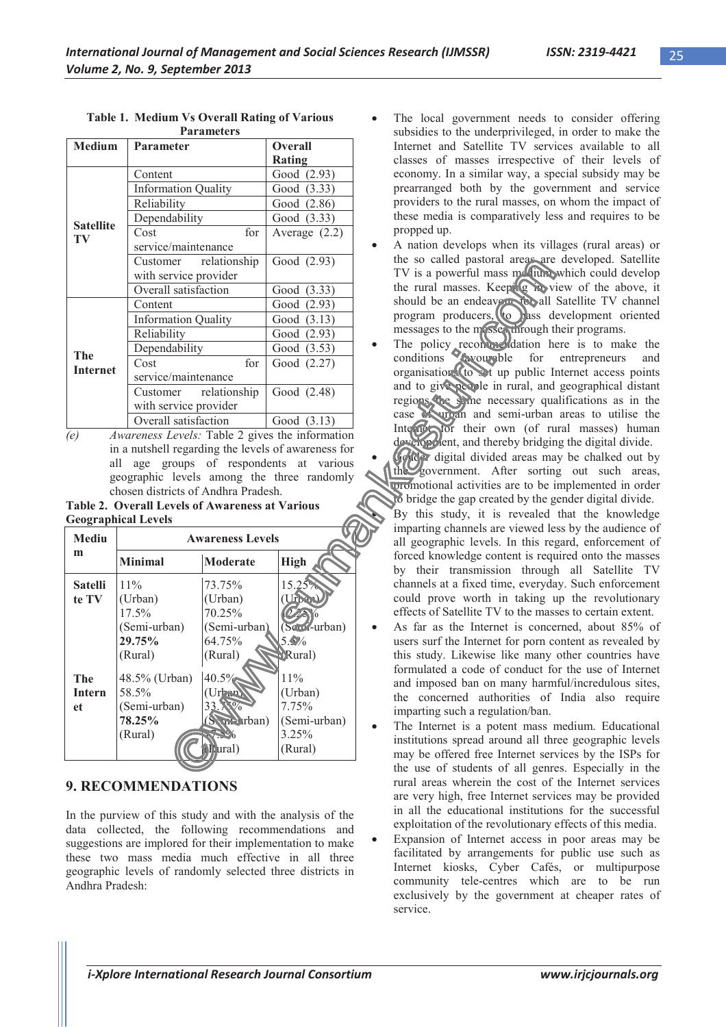**Table 1. Medium Vs Overall Rating of Various Parameters**

| Medium | Parameter | Overall Rating |
|---|---|---|
| Satellite TV | Content | Good (2.93) |
| | Information Quality | Good (3.33) |
| | Reliability | Good (2.86) |
| | Dependability | Good (3.33) |
| | Cost for service/maintenance | Average (2.2) |
| | Customer relationship with service provider | Good (2.93) |
| | Overall satisfaction | Good (3.33) |
| The Internet | Content | Good (2.93) |
| | Information Quality | Good (3.13) |
| | Reliability | Good (2.93) |
| | Dependability | Good (3.53) |
| | Cost for service/maintenance | Good (2.27) |
| | Customer relationship with service provider | Good (2.48) |
| | Overall satisfaction | Good (3.13) |

(e) *Awareness Levels:* Table 2 gives the information in a nutshell regarding the levels of awareness for all age groups of respondents at various geographic levels among the three randomly chosen districts of Andhra Pradesh.

**Table 2. Overall Levels of Awareness at Various Geographical Levels**

| Medium | Awareness Levels | | |
|---|---|---|---|
| | Minimal | Moderate | High |
| Satellite TV | 11% (Urban) 17.5% (Semi-urban) **29.75%** (Rural) | 73.75% (Urban) 70.25% (Semi-urban) 64.75% (Rural) | 15.25% (Urban) 12.25% (Semi-urban) 5.5% (Rural) |
| The Internet | 48.5% (Urban) 58.5% (Semi-urban) **78.25%** (Rural) | 40.5% (Urban) 33.75% (Semi-urban) 7.5% (Rural) | 11% (Urban) 7.75% (Semi-urban) 3.25% (Rural) |

## 9. RECOMMENDATIONS

In the purview of this study and with the analysis of the data collected, the following recommendations and suggestions are implored for their implementation to make these two mass media much effective in all three geographic levels of randomly selected three districts in Andhra Pradesh:

- The local government needs to consider offering subsidies to the underprivileged, in order to make the Internet and Satellite TV services available to all classes of masses irrespective of their levels of economy. In a similar way, a special subsidy may be prearranged both by the government and service providers to the rural masses, on whom the impact of these media is comparatively less and requires to be propped up.
- A nation develops when its villages (rural areas) or the so called pastoral areas are developed. Satellite TV is a powerful mass medium which could develop the rural masses. Keeping in view of the above, it should be an endeavour for all Satellite TV channel program producers, to pass development oriented messages to the masses through their programs.
- The policy recommendation here is to make the conditions favourable for entrepreneurs and organisations to set up public Internet access points and to give people in rural, and geographical distant regions the same necessary qualifications as in the case of urban and semi-urban areas to utilise the Internet for their own (of rural masses) human development, and thereby bridging the digital divide.
- Gender digital divided areas may be chalked out by the government. After sorting out such areas, promotional activities are to be implemented in order to bridge the gap created by the gender digital divide.
- By this study, it is revealed that the knowledge imparting channels are viewed less by the audience of all geographic levels. In this regard, enforcement of forced knowledge content is required onto the masses by their transmission through all Satellite TV channels at a fixed time, everyday. Such enforcement could prove worth in taking up the revolutionary effects of Satellite TV to the masses to certain extent.
- As far as the Internet is concerned, about 85% of users surf the Internet for porn content as revealed by this study. Likewise like many other countries have formulated a code of conduct for the use of Internet and imposed ban on many harmful/incredulous sites, the concerned authorities of India also require imparting such a regulation/ban.
- The Internet is a potent mass medium. Educational institutions spread around all three geographic levels may be offered free Internet services by the ISPs for the use of students of all genres. Especially in the rural areas wherein the cost of the Internet services are very high, free Internet services may be provided in all the educational institutions for the successful exploitation of the revolutionary effects of this media.
- Expansion of Internet access in poor areas may be facilitated by arrangements for public use such as Internet kiosks, Cyber Cafés, or multipurpose community tele-centres which are to be run exclusively by the government at cheaper rates of service.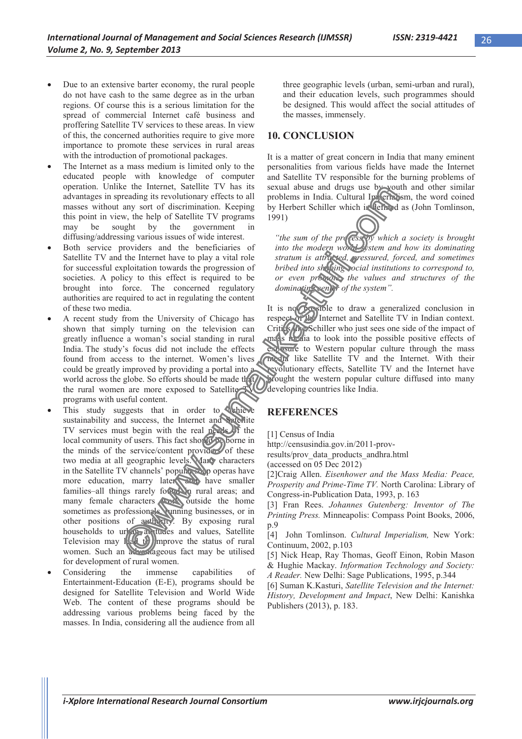- Due to an extensive barter economy, the rural people do not have cash to the same degree as in the urban regions. Of course this is a serious limitation for the spread of commercial Internet café business and proffering Satellite TV services to these areas. In view of this, the concerned authorities require to give more importance to promote these services in rural areas with the introduction of promotional packages.
- The Internet as a mass medium is limited only to the educated people with knowledge of computer operation. Unlike the Internet, Satellite TV has its advantages in spreading its revolutionary effects to all masses without any sort of discrimination. Keeping this point in view, the help of Satellite TV programs may be sought by the government in diffusing/addressing various issues of wide interest.
- Both service providers and the beneficiaries of Satellite TV and the Internet have to play a vital role for successful exploitation towards the progression of societies. A policy to this effect is required to be brought into force. The concerned regulatory authorities are required to act in regulating the content of these two media.
- A recent study from the University of Chicago has shown that simply turning on the television can greatly influence a woman's social standing in rural India. The study's focus did not include the effects found from access to the internet. Women's lives could be greatly improved by providing a portal into a world across the globe. So efforts should be made that the rural women are more exposed to Satellite TV programs with useful content.
- This study suggests that in order to achieve sustainability and success, the Internet and Satellite TV services must begin with the real needs of the local community of users. This fact should be borne in the minds of the service/content providers of these two media at all geographic levels. Many characters in the Satellite TV channels' popular soap operas have more education, marry later, and have smaller families–all things rarely found in rural areas; and many female characters work outside the home sometimes as professionals running businesses, or in other positions of authority. By exposing rural households to urban attitudes and values, Satellite Television may lead to improve the status of rural women. Such an advantageous fact may be utilised for development of rural women.
- Considering the immense capabilities of Entertainment-Education (E-E), programs should be designed for Satellite Television and World Wide Web. The content of these programs should be addressing various problems being faced by the masses. In India, considering all the audience from all three geographic levels (urban, semi-urban and rural), and their education levels, such programmes should be designed. This would affect the social attitudes of the masses, immensely.

## 10. CONCLUSION

It is a matter of great concern in India that many eminent personalities from various fields have made the Internet and Satellite TV responsible for the burning problems of sexual abuse and drugs use by youth and other similar problems in India. Cultural Imperialism, the word coined by Herbert Schiller which is defined as (John Tomlinson, 1991)

> *"the sum of the process by which a society is brought into the modern world system and how its dominating stratum is attracted, pressured, forced, and sometimes bribed into shaping social institutions to correspond to, or even promote the values and structures of the dominating center of the system".*

It is not possible to draw a generalized conclusion in respect of the Internet and Satellite TV in Indian context. Critics the Schiller who just sees one side of the impact of mass media to look into the possible positive effects of exposure to Western popular culture through the mass media like Satellite TV and the Internet. With their revolutionary effects, Satellite TV and the Internet have brought the western popular culture diffused into many developing countries like India.

## REFERENCES

[1] Census of India http://censusindia.gov.in/2011-prov-results/prov_data_products_andhra.html (accessed on 05 Dec 2012)

[2]Craig Allen. *Eisenhower and the Mass Media: Peace, Prosperity and Prime-Time TV.* North Carolina: Library of Congress-in-Publication Data, 1993, p. 163

[3] Fran Rees. *Johannes Gutenberg: Inventor of The Printing Press.* Minneapolis: Compass Point Books, 2006, p.9

[4] John Tomlinson. *Cultural Imperialism,* New York: Continuum, 2002, p.103

[5] Nick Heap, Ray Thomas, Geoff Einon, Robin Mason & Hughie Mackay. *Information Technology and Society: A Reader.* New Delhi: Sage Publications, 1995, p.344

[6] Suman K.Kasturi, *Satellite Television and the Internet: History, Development and Impact*, New Delhi: Kanishka Publishers (2013), p. 183.